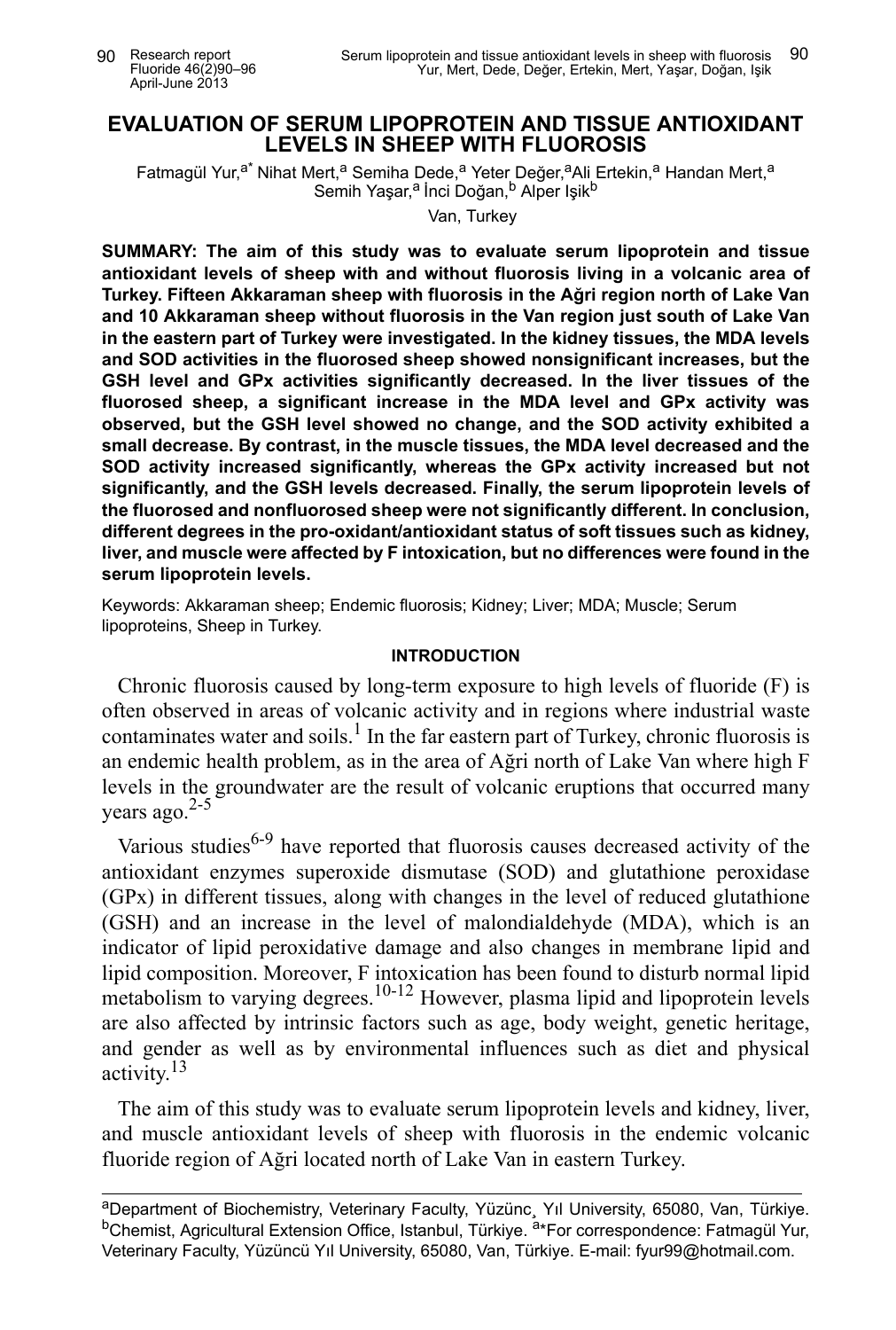# EVALUATION OF SERUM LIPOPROTEIN AND TISSUE ANTIOXIDANT LEVELS IN SHEEP WITH FLUOROSIS

Fatmagül Yur,[a*] Nihat Mert,[a] Semiha Dede,[a] Yeter Değer,[a] Ali Ertekin,[a] Handan Mert,[a] Semih Yaşar,[a] İnci Doğan,[b] Alper Işik[b]

Van, Turkey

**SUMMARY: The aim of this study was to evaluate serum lipoprotein and tissue antioxidant levels of sheep with and without fluorosis living in a volcanic area of Turkey. Fifteen Akkaraman sheep with fluorosis in the Ağri region north of Lake Van and 10 Akkaraman sheep without fluorosis in the Van region just south of Lake Van in the eastern part of Turkey were investigated. In the kidney tissues, the MDA levels and SOD activities in the fluorosed sheep showed nonsignificant increases, but the GSH level and GPx activities significantly decreased. In the liver tissues of the fluorosed sheep, a significant increase in the MDA level and GPx activity was observed, but the GSH level showed no change, and the SOD activity exhibited a small decrease. By contrast, in the muscle tissues, the MDA level decreased and the SOD activity increased significantly, whereas the GPx activity increased but not significantly, and the GSH levels decreased. Finally, the serum lipoprotein levels of the fluorosed and nonfluorosed sheep were not significantly different. In conclusion, different degrees in the pro-oxidant/antioxidant status of soft tissues such as kidney, liver, and muscle were affected by F intoxication, but no differences were found in the serum lipoprotein levels.**

Keywords: Akkaraman sheep; Endemic fluorosis; Kidney; Liver; MDA; Muscle; Serum lipoproteins, Sheep in Turkey.

## INTRODUCTION

Chronic fluorosis caused by long-term exposure to high levels of fluoride (F) is often observed in areas of volcanic activity and in regions where industrial waste contaminates water and soils.[1] In the far eastern part of Turkey, chronic fluorosis is an endemic health problem, as in the area of Ağri north of Lake Van where high F levels in the groundwater are the result of volcanic eruptions that occurred many years ago.[2-5]

Various studies[6-9] have reported that fluorosis causes decreased activity of the antioxidant enzymes superoxide dismutase (SOD) and glutathione peroxidase (GPx) in different tissues, along with changes in the level of reduced glutathione (GSH) and an increase in the level of malondialdehyde (MDA), which is an indicator of lipid peroxidative damage and also changes in membrane lipid and lipid composition. Moreover, F intoxication has been found to disturb normal lipid metabolism to varying degrees.[10-12] However, plasma lipid and lipoprotein levels are also affected by intrinsic factors such as age, body weight, genetic heritage, and gender as well as by environmental influences such as diet and physical activity.[13]

The aim of this study was to evaluate serum lipoprotein levels and kidney, liver, and muscle antioxidant levels of sheep with fluorosis in the endemic volcanic fluoride region of Ağri located north of Lake Van in eastern Turkey.

---

[a]Department of Biochemistry, Veterinary Faculty, Yüzüncü Yıl University, 65080, Van, Türkiye. [b]Chemist, Agricultural Extension Office, Istanbul, Türkiye. [a]*For correspondence: Fatmagül Yur, Veterinary Faculty, Yüzüncü Yıl University, 65080, Van, Türkiye. E-mail: fyur99@hotmail.com.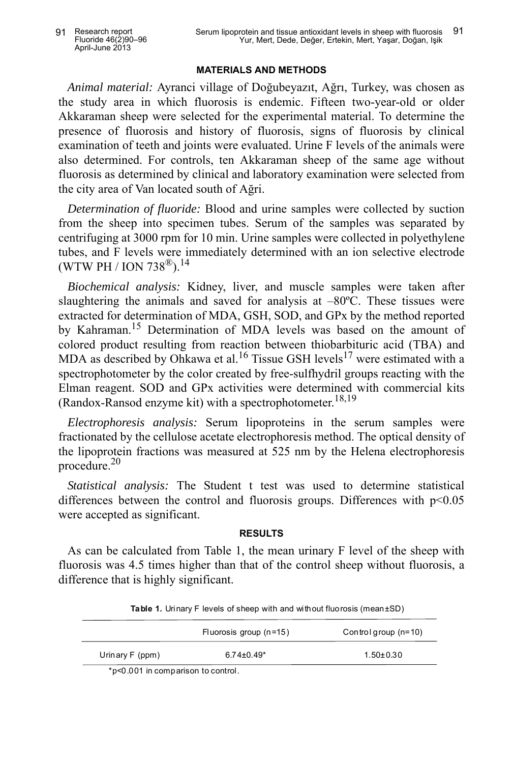## MATERIALS AND METHODS

*Animal material:* Ayranci village of Doğubeyazıt, Ağrı, Turkey, was chosen as the study area in which fluorosis is endemic. Fifteen two-year-old or older Akkaraman sheep were selected for the experimental material. To determine the presence of fluorosis and history of fluorosis, signs of fluorosis by clinical examination of teeth and joints were evaluated. Urine F levels of the animals were also determined. For controls, ten Akkaraman sheep of the same age without fluorosis as determined by clinical and laboratory examination were selected from the city area of Van located south of Ağri.

*Determination of fluoride:* Blood and urine samples were collected by suction from the sheep into specimen tubes. Serum of the samples was separated by centrifuging at 3000 rpm for 10 min. Urine samples were collected in polyethylene tubes, and F levels were immediately determined with an ion selective electrode (WTW PH / ION 738®).[14]

*Biochemical analysis:* Kidney, liver, and muscle samples were taken after slaughtering the animals and saved for analysis at –80ºC. These tissues were extracted for determination of MDA, GSH, SOD, and GPx by the method reported by Kahraman.[15] Determination of MDA levels was based on the amount of colored product resulting from reaction between thiobarbituric acid (TBA) and MDA as described by Ohkawa et al.[16] Tissue GSH levels[17] were estimated with a spectrophotometer by the color created by free-sulfhydril groups reacting with the Elman reagent. SOD and GPx activities were determined with commercial kits (Randox-Ransod enzyme kit) with a spectrophotometer.[18,19]

*Electrophoresis analysis:* Serum lipoproteins in the serum samples were fractionated by the cellulose acetate electrophoresis method. The optical density of the lipoprotein fractions was measured at 525 nm by the Helena electrophoresis procedure.[20]

*Statistical analysis:* The Student t test was used to determine statistical differences between the control and fluorosis groups. Differences with $p<0.05$ were accepted as significant.

## RESULTS

As can be calculated from Table 1, the mean urinary F level of the sheep with fluorosis was 4.5 times higher than that of the control sheep without fluorosis, a difference that is highly significant.

**Table 1.** Urinary F levels of sheep with and without fluorosis (mean±SD)

| | Fluorosis group (n=15) | Control group (n=10) |
|---|---|---|
| Urinary F (ppm) | 6.74±0.49* | 1.50±0.30 |

*$p<0.001$ in comparison to control.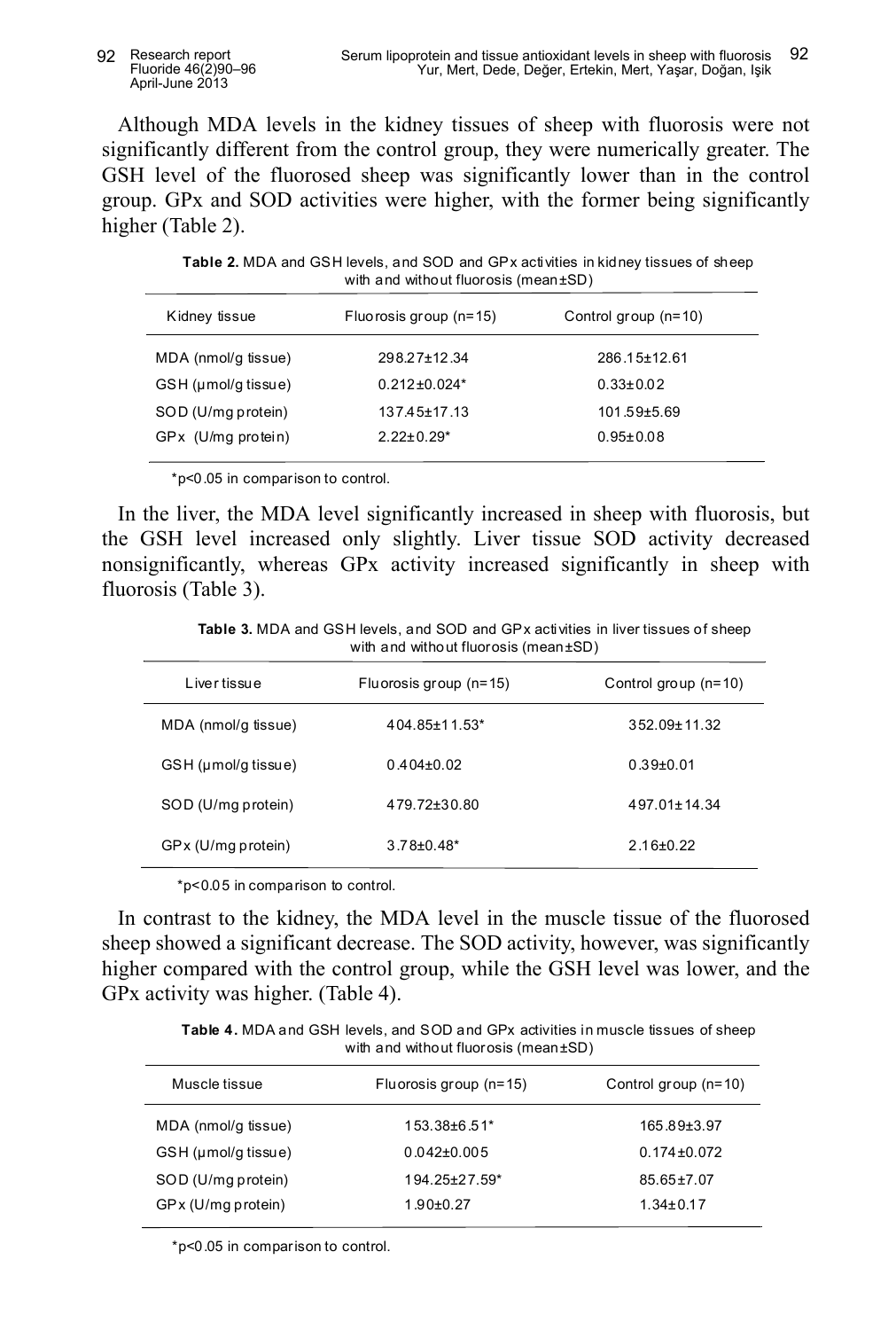Although MDA levels in the kidney tissues of sheep with fluorosis were not significantly different from the control group, they were numerically greater. The GSH level of the fluorosed sheep was significantly lower than in the control group. GPx and SOD activities were higher, with the former being significantly higher (Table 2).

**Table 2.** MDA and GSH levels, and SOD and GPx activities in kidney tissues of sheep with and without fluorosis (mean±SD)

| Kidney tissue | Fluorosis group (n=15) | Control group (n=10) |
|---|---|---|
| MDA (nmol/g tissue) | 298.27±12.34 | 286.15±12.61 |
| GSH (µmol/g tissue) | 0.212±0.024* | 0.33±0.02 |
| SOD (U/mg protein) | 137.45±17.13 | 101.59±5.69 |
| GPx (U/mg protein) | 2.22±0.29* | 0.95±0.08 |

*$p<0.05$ in comparison to control.

In the liver, the MDA level significantly increased in sheep with fluorosis, but the GSH level increased only slightly. Liver tissue SOD activity decreased nonsignificantly, whereas GPx activity increased significantly in sheep with fluorosis (Table 3).

**Table 3.** MDA and GSH levels, and SOD and GPx activities in liver tissues of sheep with and without fluorosis (mean±SD)

| Liver tissue | Fluorosis group (n=15) | Control group (n=10) |
|---|---|---|
| MDA (nmol/g tissue) | 404.85±11.53* | 352.09±11.32 |
| GSH (µmol/g tissue) | 0.404±0.02 | 0.39±0.01 |
| SOD (U/mg protein) | 479.72±30.80 | 497.01±14.34 |
| GPx (U/mg protein) | 3.78±0.48* | 2.16±0.22 |

*$p<0.05$ in comparison to control.

In contrast to the kidney, the MDA level in the muscle tissue of the fluorosed sheep showed a significant decrease. The SOD activity, however, was significantly higher compared with the control group, while the GSH level was lower, and the GPx activity was higher. (Table 4).

**Table 4.** MDA and GSH levels, and SOD and GPx activities in muscle tissues of sheep with and without fluorosis (mean±SD)

| Muscle tissue | Fluorosis group (n=15) | Control group (n=10) |
|---|---|---|
| MDA (nmol/g tissue) | 153.38±6.51* | 165.89±3.97 |
| GSH (µmol/g tissue) | 0.042±0.005 | 0.174±0.072 |
| SOD (U/mg protein) | 194.25±27.59* | 85.65±7.07 |
| GPx (U/mg protein) | 1.90±0.27 | 1.34±0.17 |

*$p<0.05$ in comparison to control.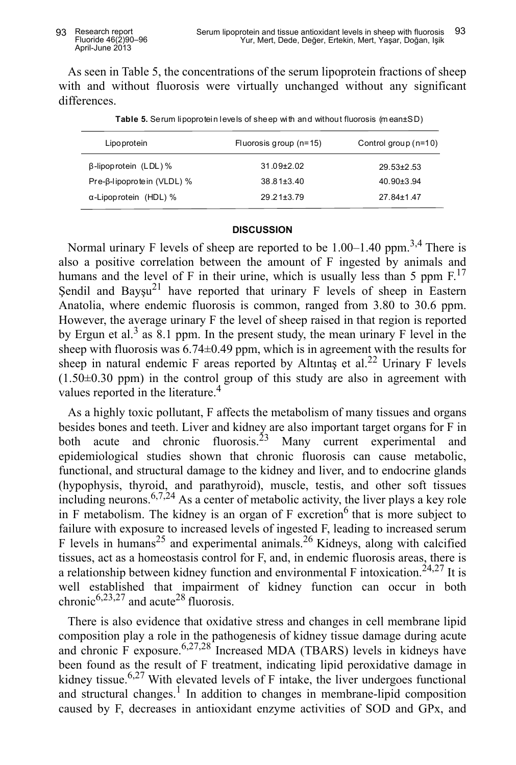As seen in Table 5, the concentrations of the serum lipoprotein fractions of sheep with and without fluorosis were virtually unchanged without any significant differences.

**Table 5.** Serum lipoprotein levels of sheep with and without fluorosis (mean±SD)

| Lipoprotein | Fluorosis group (n=15) | Control group (n=10) |
|---|---|---|
| β-lipoprotein (LDL) % | 31.09±2.02 | 29.53±2.53 |
| Pre-β-lipoprotein (VLDL) % | 38.81±3.40 | 40.90±3.94 |
| α-Lipoprotein (HDL) % | 29.21±3.79 | 27.84±1.47 |

## DISCUSSION

Normal urinary F levels of sheep are reported to be 1.00–1.40 ppm.[3,4] There is also a positive correlation between the amount of F ingested by animals and humans and the level of F in their urine, which is usually less than 5 ppm F.[17] Şendil and Bayşu[21] have reported that urinary F levels of sheep in Eastern Anatolia, where endemic fluorosis is common, ranged from 3.80 to 30.6 ppm. However, the average urinary F the level of sheep raised in that region is reported by Ergun et al.[3] as 8.1 ppm. In the present study, the mean urinary F level in the sheep with fluorosis was 6.74±0.49 ppm, which is in agreement with the results for sheep in natural endemic F areas reported by Altıntaş et al.[22] Urinary F levels (1.50±0.30 ppm) in the control group of this study are also in agreement with values reported in the literature.[4]

As a highly toxic pollutant, F affects the metabolism of many tissues and organs besides bones and teeth. Liver and kidney are also important target organs for F in both acute and chronic fluorosis.[23] Many current experimental and epidemiological studies shown that chronic fluorosis can cause metabolic, functional, and structural damage to the kidney and liver, and to endocrine glands (hypophysis, thyroid, and parathyroid), muscle, testis, and other soft tissues including neurons.[6,7,24] As a center of metabolic activity, the liver plays a key role in F metabolism. The kidney is an organ of F excretion[6] that is more subject to failure with exposure to increased levels of ingested F, leading to increased serum F levels in humans[25] and experimental animals.[26] Kidneys, along with calcified tissues, act as a homeostasis control for F, and, in endemic fluorosis areas, there is a relationship between kidney function and environmental F intoxication.[24,27] It is well established that impairment of kidney function can occur in both chronic[6,23,27] and acute[28] fluorosis.

There is also evidence that oxidative stress and changes in cell membrane lipid composition play a role in the pathogenesis of kidney tissue damage during acute and chronic F exposure.[6,27,28] Increased MDA (TBARS) levels in kidneys have been found as the result of F treatment, indicating lipid peroxidative damage in kidney tissue.[6,27] With elevated levels of F intake, the liver undergoes functional and structural changes.[1] In addition to changes in membrane-lipid composition caused by F, decreases in antioxidant enzyme activities of SOD and GPx, and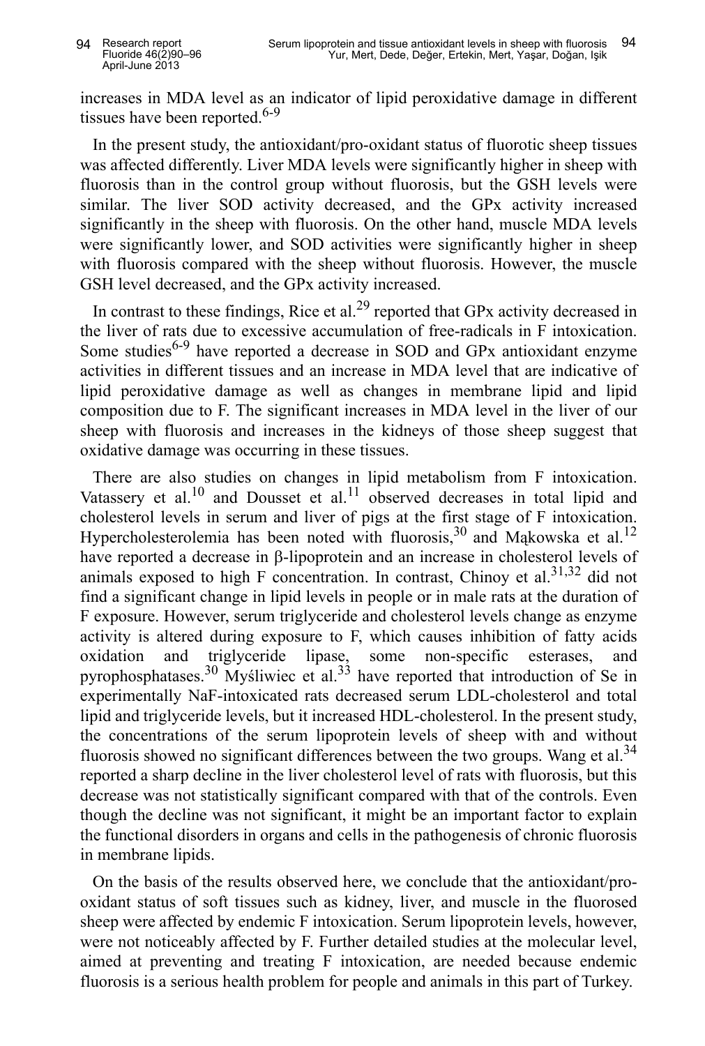increases in MDA level as an indicator of lipid peroxidative damage in different tissues have been reported.[6-9]

In the present study, the antioxidant/pro-oxidant status of fluorotic sheep tissues was affected differently. Liver MDA levels were significantly higher in sheep with fluorosis than in the control group without fluorosis, but the GSH levels were similar. The liver SOD activity decreased, and the GPx activity increased significantly in the sheep with fluorosis. On the other hand, muscle MDA levels were significantly lower, and SOD activities were significantly higher in sheep with fluorosis compared with the sheep without fluorosis. However, the muscle GSH level decreased, and the GPx activity increased.

In contrast to these findings, Rice et al.[29] reported that GPx activity decreased in the liver of rats due to excessive accumulation of free-radicals in F intoxication. Some studies[6-9] have reported a decrease in SOD and GPx antioxidant enzyme activities in different tissues and an increase in MDA level that are indicative of lipid peroxidative damage as well as changes in membrane lipid and lipid composition due to F. The significant increases in MDA level in the liver of our sheep with fluorosis and increases in the kidneys of those sheep suggest that oxidative damage was occurring in these tissues.

There are also studies on changes in lipid metabolism from F intoxication. Vatassery et al.[10] and Dousset et al.[11] observed decreases in total lipid and cholesterol levels in serum and liver of pigs at the first stage of F intoxication. Hypercholesterolemia has been noted with fluorosis,[30] and Mąkowska et al.[12] have reported a decrease in β-lipoprotein and an increase in cholesterol levels of animals exposed to high F concentration. In contrast, Chinoy et al.[31,32] did not find a significant change in lipid levels in people or in male rats at the duration of F exposure. However, serum triglyceride and cholesterol levels change as enzyme activity is altered during exposure to F, which causes inhibition of fatty acids oxidation and triglyceride lipase, some non-specific esterases, and pyrophosphatases.[30] Myśliwiec et al.[33] have reported that introduction of Se in experimentally NaF-intoxicated rats decreased serum LDL-cholesterol and total lipid and triglyceride levels, but it increased HDL-cholesterol. In the present study, the concentrations of the serum lipoprotein levels of sheep with and without fluorosis showed no significant differences between the two groups. Wang et al.[34] reported a sharp decline in the liver cholesterol level of rats with fluorosis, but this decrease was not statistically significant compared with that of the controls. Even though the decline was not significant, it might be an important factor to explain the functional disorders in organs and cells in the pathogenesis of chronic fluorosis in membrane lipids.

On the basis of the results observed here, we conclude that the antioxidant/pro-oxidant status of soft tissues such as kidney, liver, and muscle in the fluorosed sheep were affected by endemic F intoxication. Serum lipoprotein levels, however, were not noticeably affected by F. Further detailed studies at the molecular level, aimed at preventing and treating F intoxication, are needed because endemic fluorosis is a serious health problem for people and animals in this part of Turkey.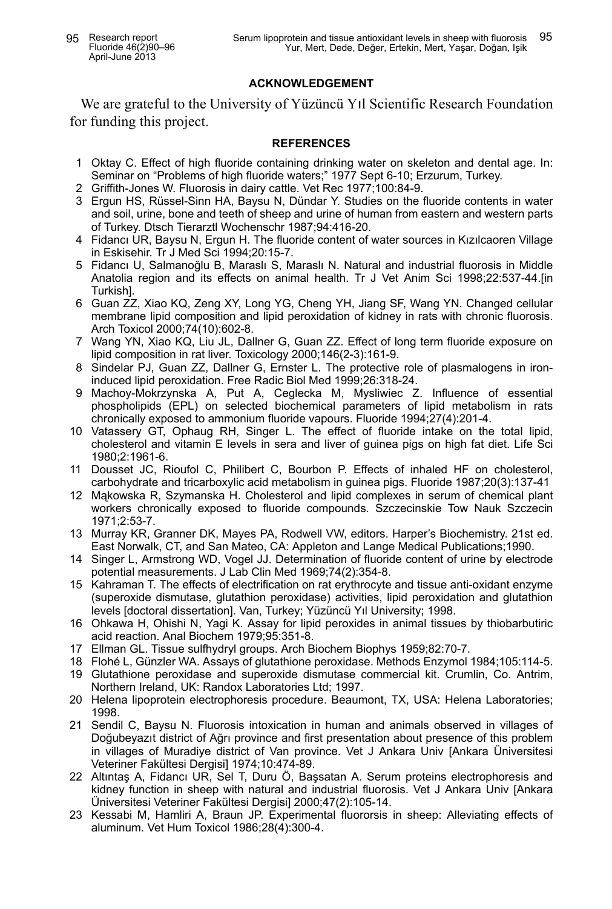### ACKNOWLEDGEMENT

We are grateful to the University of Yüzüncü Yıl Scientific Research Foundation for funding this project.

### REFERENCES

1. Oktay C. Effect of high fluoride containing drinking water on skeleton and dental age. In: Seminar on "Problems of high fluoride waters;" 1977 Sept 6-10; Erzurum, Turkey.
2. Griffith-Jones W. Fluorosis in dairy cattle. Vet Rec 1977;100:84-9.
3. Ergun HS, Rüssel-Sinn HA, Baysu N, Dündar Y. Studies on the fluoride contents in water and soil, urine, bone and teeth of sheep and urine of human from eastern and western parts of Turkey. Dtsch Tierarztl Wochenschr 1987;94:416-20.
4. Fidancı UR, Baysu N, Ergun H. The fluoride content of water sources in Kızılcaoren Village in Eskisehir. Tr J Med Sci 1994;20:15-7.
5. Fidancı U, Salmanoğlu B, Maraslı S, Maraslı N. Natural and industrial fluorosis in Middle Anatolia region and its effects on animal health. Tr J Vet Anim Sci 1998;22:537-44.[in Turkish].
6. Guan ZZ, Xiao KQ, Zeng XY, Long YG, Cheng YH, Jiang SF, Wang YN. Changed cellular membrane lipid composition and lipid peroxidation of kidney in rats with chronic fluorosis. Arch Toxicol 2000;74(10):602-8.
7. Wang YN, Xiao KQ, Liu JL, Dallner G, Guan ZZ. Effect of long term fluoride exposure on lipid composition in rat liver. Toxicology 2000;146(2-3):161-9.
8. Sindelar PJ, Guan ZZ, Dallner G, Ernster L. The protective role of plasmalogens in iron-induced lipid peroxidation. Free Radic Biol Med 1999;26:318-24.
9. Machoy-Mokrzynska A, Put A, Ceglecka M, Mysliwiec Z. Influence of essential phospholipids (EPL) on selected biochemical parameters of lipid metabolism in rats chronically exposed to ammonium fluoride vapours. Fluoride 1994;27(4):201-4.
10. Vatassery GT, Ophaug RH, Singer L. The effect of fluoride intake on the total lipid, cholesterol and vitamin E levels in sera and liver of guinea pigs on high fat diet. Life Sci 1980;2:1961-6.
11. Dousset JC, Rioufol C, Philibert C, Bourbon P. Effects of inhaled HF on cholesterol, carbohydrate and tricarboxylic acid metabolism in guinea pigs. Fluoride 1987;20(3):137-41
12. Mąkowska R, Szymanska H. Cholesterol and lipid complexes in serum of chemical plant workers chronically exposed to fluoride compounds. Szczecinskie Tow Nauk Szczecin 1971;2:53-7.
13. Murray KR, Granner DK, Mayes PA, Rodwell VW, editors. Harper's Biochemistry. 21st ed. East Norwalk, CT, and San Mateo, CA: Appleton and Lange Medical Publications;1990.
14. Singer L, Armstrong WD, Vogel JJ. Determination of fluoride content of urine by electrode potential measurements. J Lab Clin Med 1969;74(2):354-8.
15. Kahraman T. The effects of electrification on rat erythrocyte and tissue anti-oxidant enzyme (superoxide dismutase, glutathion peroxidase) activities, lipid peroxidation and glutathion levels [doctoral dissertation]. Van, Turkey; Yüzüncü Yıl University; 1998.
16. Ohkawa H, Ohishi N, Yagi K. Assay for lipid peroxides in animal tissues by thiobarbituric acid reaction. Anal Biochem 1979;95:351-8.
17. Ellman GL. Tissue sulfhydryl groups. Arch Biochem Biophys 1959;82:70-7.
18. Flohé L, Günzler WA. Assays of glutathione peroxidase. Methods Enzymol 1984;105:114-5.
19. Glutathione peroxidase and superoxide dismutase commercial kit. Crumlin, Co. Antrim, Northern Ireland, UK: Randox Laboratories Ltd; 1997.
20. Helena lipoprotein electrophoresis procedure. Beaumont, TX, USA: Helena Laboratories; 1998.
21. Sendil C, Baysu N. Fluorosis intoxication in human and animals observed in villages of Doğubeyazıt district of Ağrı province and first presentation about presence of this problem in villages of Muradiye district of Van province. Vet J Ankara Univ [Ankara Üniversitesi Veteriner Fakültesi Dergisi] 1974;10:474-89.
22. Altıntaş A, Fidancı UR, Sel T, Duru Ö, Başsatan A. Serum proteins electrophoresis and kidney function in sheep with natural and industrial fluorosis. Vet J Ankara Univ [Ankara Üniversitesi Veteriner Fakültesi Dergisi] 2000;47(2):105-14.
23. Kessabi M, Hamliri A, Braun JP. Experimental fluororsis in sheep: Alleviating effects of aluminum. Vet Hum Toxicol 1986;28(4):300-4.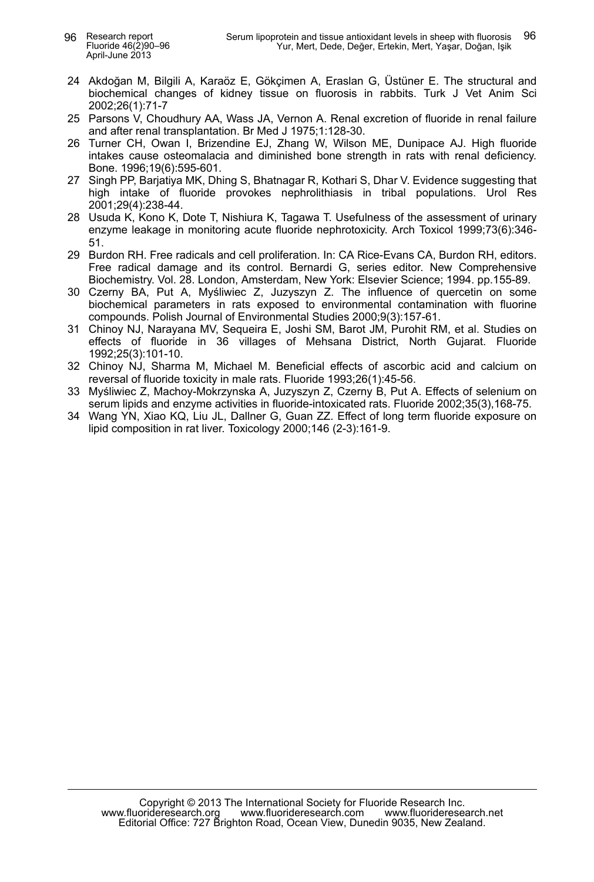24 Akdoğan M, Bilgili A, Karaöz E, Gökçimen A, Eraslan G, Üstüner E. The structural and biochemical changes of kidney tissue on fluorosis in rabbits. Turk J Vet Anim Sci 2002;26(1):71-7

25 Parsons V, Choudhury AA, Wass JA, Vernon A. Renal excretion of fluoride in renal failure and after renal transplantation. Br Med J 1975;1:128-30.

26 Turner CH, Owan I, Brizendine EJ, Zhang W, Wilson ME, Dunipace AJ. High fluoride intakes cause osteomalacia and diminished bone strength in rats with renal deficiency. Bone. 1996;19(6):595-601.

27 Singh PP, Barjatiya MK, Dhing S, Bhatnagar R, Kothari S, Dhar V. Evidence suggesting that high intake of fluoride provokes nephrolithiasis in tribal populations. Urol Res 2001;29(4):238-44.

28 Usuda K, Kono K, Dote T, Nishiura K, Tagawa T. Usefulness of the assessment of urinary enzyme leakage in monitoring acute fluoride nephrotoxicity. Arch Toxicol 1999;73(6):346-51.

29 Burdon RH. Free radicals and cell proliferation. In: CA Rice-Evans CA, Burdon RH, editors. Free radical damage and its control. Bernardi G, series editor. New Comprehensive Biochemistry. Vol. 28. London, Amsterdam, New York: Elsevier Science; 1994. pp.155-89.

30 Czerny BA, Put A, Myśliwiec Z, Juzyszyn Z. The influence of quercetin on some biochemical parameters in rats exposed to environmental contamination with fluorine compounds. Polish Journal of Environmental Studies 2000;9(3):157-61.

31 Chinoy NJ, Narayana MV, Sequeira E, Joshi SM, Barot JM, Purohit RM, et al. Studies on effects of fluoride in 36 villages of Mehsana District, North Gujarat. Fluoride 1992;25(3):101-10.

32 Chinoy NJ, Sharma M, Michael M. Beneficial effects of ascorbic acid and calcium on reversal of fluoride toxicity in male rats. Fluoride 1993;26(1):45-56.

33 Myśliwiec Z, Machoy-Mokrzynska A, Juzyszyn Z, Czerny B, Put A. Effects of selenium on serum lipids and enzyme activities in fluoride-intoxicated rats. Fluoride 2002;35(3),168-75.

34 Wang YN, Xiao KQ, Liu JL, Dallner G, Guan ZZ. Effect of long term fluoride exposure on lipid composition in rat liver. Toxicology 2000;146 (2-3):161-9.